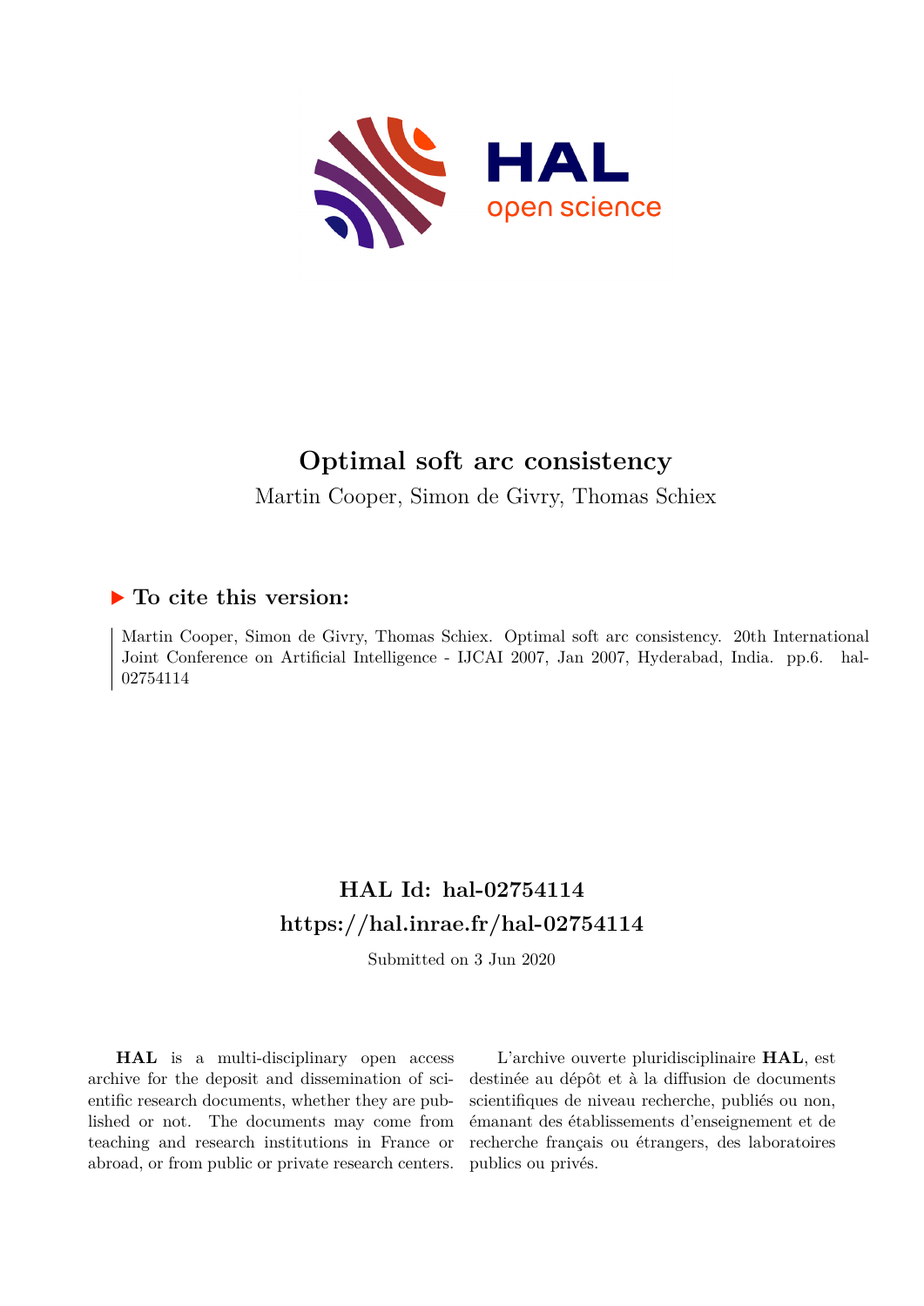# Optimal soft arc consistency

Martin Cooper, Simon de Givry, Thomas Schiex

## ▶ To cite this version:

Martin Cooper, Simon de Givry, Thomas Schiex. Optimal soft arc consistency. 20th International Joint Conference on Artificial Intelligence - IJCAI 2007, Jan 2007, Hyderabad, India. pp.6. hal-02754114

## HAL Id: hal-02754114
## https://hal.inrae.fr/hal-02754114

Submitted on 3 Jun 2020

**HAL** is a multi-disciplinary open access archive for the deposit and dissemination of scientific research documents, whether they are published or not. The documents may come from teaching and research institutions in France or abroad, or from public or private research centers.

L'archive ouverte pluridisciplinaire **HAL**, est destinée au dépôt et à la diffusion de documents scientifiques de niveau recherche, publiés ou non, émanant des établissements d'enseignement et de recherche français ou étrangers, des laboratoires publics ou privés.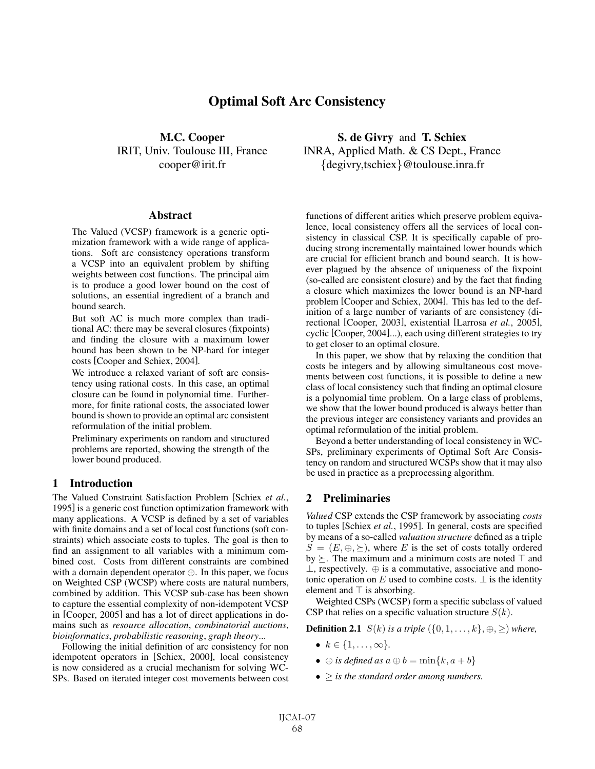# Optimal Soft Arc Consistency

**M.C. Cooper**
IRIT, Univ. Toulouse III, France
cooper@irit.fr

**S. de Givry** and **T. Schiex**
INRA, Applied Math. & CS Dept., France
{degivry,tschiex}@toulouse.inra.fr

## Abstract

The Valued (VCSP) framework is a generic optimization framework with a wide range of applications. Soft arc consistency operations transform a VCSP into an equivalent problem by shifting weights between cost functions. The principal aim is to produce a good lower bound on the cost of solutions, an essential ingredient of a branch and bound search.

But soft AC is much more complex than traditional AC: there may be several closures (fixpoints) and finding the closure with a maximum lower bound has been shown to be NP-hard for integer costs [Cooper and Schiex, 2004].

We introduce a relaxed variant of soft arc consistency using rational costs. In this case, an optimal closure can be found in polynomial time. Furthermore, for finite rational costs, the associated lower bound is shown to provide an optimal arc consistent reformulation of the initial problem.

Preliminary experiments on random and structured problems are reported, showing the strength of the lower bound produced.

## 1 Introduction

The Valued Constraint Satisfaction Problem [Schiex *et al.*, 1995] is a generic cost function optimization framework with many applications. A VCSP is defined by a set of variables with finite domains and a set of local cost functions (soft constraints) which associate costs to tuples. The goal is then to find an assignment to all variables with a minimum combined cost. Costs from different constraints are combined with a domain dependent operator $\oplus$. In this paper, we focus on Weighted CSP (WCSP) where costs are natural numbers, combined by addition. This VCSP sub-case has been shown to capture the essential complexity of non-idempotent VCSP in [Cooper, 2005] and has a lot of direct applications in domains such as *resource allocation*, *combinatorial auctions*, *bioinformatics*, *probabilistic reasoning*, *graph theory*...

Following the initial definition of arc consistency for non idempotent operators in [Schiex, 2000], local consistency is now considered as a crucial mechanism for solving WCSPs. Based on iterated integer cost movements between cost functions of different arities which preserve problem equivalence, local consistency offers all the services of local consistency in classical CSP. It is specifically capable of producing strong incrementally maintained lower bounds which are crucial for efficient branch and bound search. It is however plagued by the absence of uniqueness of the fixpoint (so-called arc consistent closure) and by the fact that finding a closure which maximizes the lower bound is an NP-hard problem [Cooper and Schiex, 2004]. This has led to the definition of a large number of variants of arc consistency (directional [Cooper, 2003], existential [Larrosa *et al.*, 2005], cyclic [Cooper, 2004]...), each using different strategies to try to get closer to an optimal closure.

In this paper, we show that by relaxing the condition that costs be integers and by allowing simultaneous cost movements between cost functions, it is possible to define a new class of local consistency such that finding an optimal closure is a polynomial time problem. On a large class of problems, we show that the lower bound produced is always better than the previous integer arc consistency variants and provides an optimal reformulation of the initial problem.

Beyond a better understanding of local consistency in WCSPs, preliminary experiments of Optimal Soft Arc Consistency on random and structured WCSPs show that it may also be used in practice as a preprocessing algorithm.

## 2 Preliminaries

*Valued* CSP extends the CSP framework by associating *costs* to tuples [Schiex *et al.*, 1995]. In general, costs are specified by means of a so-called *valuation structure* defined as a triple $S = (E, \oplus, \succeq)$, where $E$ is the set of costs totally ordered by $\succeq$. The maximum and a minimum costs are noted $\top$ and $\bot$, respectively. $\oplus$ is a commutative, associative and monotonic operation on $E$ used to combine costs. $\bot$ is the identity element and $\top$ is absorbing.

Weighted CSPs (WCSP) form a specific subclass of valued CSP that relies on a specific valuation structure $S(k)$.

**Definition 2.1** *$S(k)$ is a triple $(\{0, 1, \ldots, k\}, \oplus, \geq)$ where,*

- *$k \in \{1, \ldots, \infty\}$.*
- *$\oplus$ is defined as $a \oplus b = \min\{k, a + b\}$*
- *$\geq$ is the standard order among numbers.*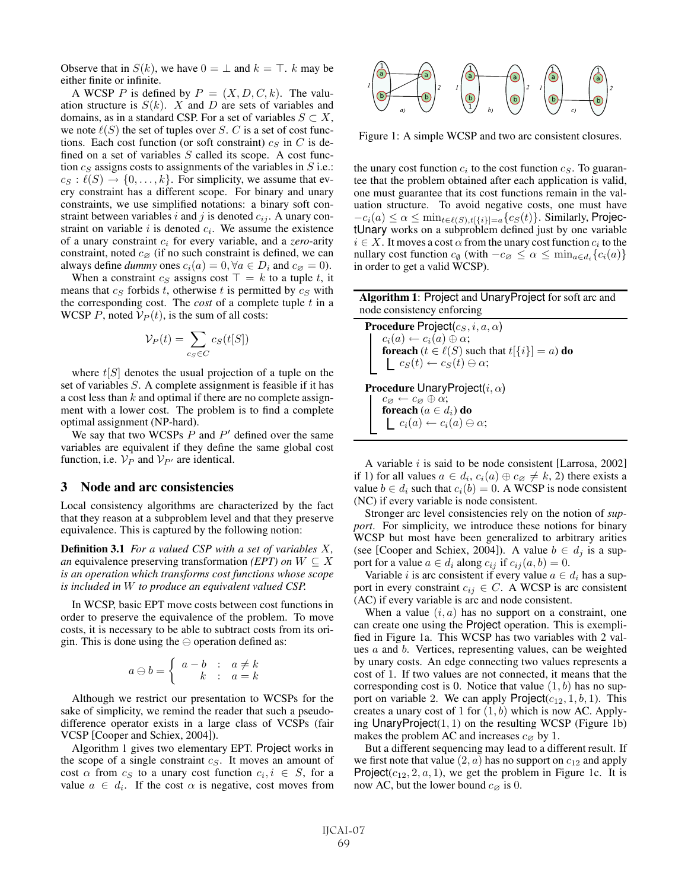Observe that in $S(k)$, we have $0 = \bot$ and $k = \top$. $k$ may be either finite or infinite.

A WCSP $P$ is defined by $P = (X, D, C, k)$. The valuation structure is $S(k)$. $X$ and $D$ are sets of variables and domains, as in a standard CSP. For a set of variables $S \subset X$, we note $\ell(S)$ the set of tuples over $S$. $C$ is a set of cost functions. Each cost function (or soft constraint) $c_S$ in $C$ is defined on a set of variables $S$ called its scope. A cost function $c_S$ assigns costs to assignments of the variables in $S$ i.e.: $c_S : \ell(S) \rightarrow \{0, \ldots, k\}$. For simplicity, we assume that every constraint has a different scope. For binary and unary constraints, we use simplified notations: a binary soft constraint between variables $i$ and $j$ is denoted $c_{ij}$. A unary constraint on variable $i$ is denoted $c_i$. We assume the existence of a unary constraint $c_i$ for every variable, and a *zero*-arity constraint, noted $c_\varnothing$ (if no such constraint is defined, we can always define *dummy* ones $c_i(a) = 0, \forall a \in D_i$ and $c_\varnothing = 0$).

When a constraint $c_S$ assigns cost $\top = k$ to a tuple $t$, it means that $c_S$ forbids $t$, otherwise $t$ is permitted by $c_S$ with the corresponding cost. The *cost* of a complete tuple $t$ in a WCSP $P$, noted $\mathcal{V}_P(t)$, is the sum of all costs:

$$\mathcal{V}_P(t) = \sum_{c_S \in C} c_S(t[S])$$

where $t[S]$ denotes the usual projection of a tuple on the set of variables $S$. A complete assignment is feasible if it has a cost less than $k$ and optimal if there are no complete assignment with a lower cost. The problem is to find a complete optimal assignment (NP-hard).

We say that two WCSPs $P$ and $P'$ defined over the same variables are equivalent if they define the same global cost function, i.e. $\mathcal{V}_P$ and $\mathcal{V}_{P'}$ are identical.

## 3 Node and arc consistencies

Local consistency algorithms are characterized by the fact that they reason at a subproblem level and that they preserve equivalence. This is captured by the following notion:

**Definition 3.1** *For a valued CSP with a set of variables $X$, an* equivalence preserving transformation *(EPT) on $W \subseteq X$ is an operation which transforms cost functions whose scope is included in $W$ to produce an equivalent valued CSP.*

In WCSP, basic EPT move costs between cost functions in order to preserve the equivalence of the problem. To move costs, it is necessary to be able to subtract costs from its origin. This is done using the $\ominus$ operation defined as:

$$a \ominus b = \begin{cases} a - b & : \ a \neq k \\ k & : \ a = k \end{cases}$$

Although we restrict our presentation to WCSPs for the sake of simplicity, we remind the reader that such a pseudo-difference operator exists in a large class of VCSPs (fair VCSP [Cooper and Schiex, 2004]).

Algorithm 1 gives two elementary EPT. Project works in the scope of a single constraint $c_S$. It moves an amount of cost $\alpha$ from $c_S$ to a unary cost function $c_i, i \in S$, for a value $a \in d_i$. If the cost $\alpha$ is negative, cost moves from the unary cost function $c_i$ to the cost function $c_S$. To guarantee that the problem obtained after each application is valid, one must guarantee that its cost functions remain in the valuation structure. To avoid negative costs, one must have $-c_i(a) \leq \alpha \leq \min_{t \in \ell(S), t[\{i\}]=a}\{c_S(t)\}$. Similarly, ProjectUnary works on a subproblem defined just by one variable $i \in X$. It moves a cost $\alpha$ from the unary cost function $c_i$ to the nullary cost function $c_\emptyset$ (with $-c_\varnothing \leq \alpha \leq \min_{a \in d_i}\{c_i(a)\}$ in order to get a valid WCSP).

Figure 1: A simple WCSP and two arc consistent closures.

**Algorithm 1**: Project and UnaryProject for soft arc and node consistency enforcing

```
Procedure Project(c_S, i, a, α)
    c_i(a) ← c_i(a) ⊕ α;
    foreach (t ∈ ℓ(S) such that t[{i}] = a) do
        c_S(t) ← c_S(t) ⊖ α;

Procedure UnaryProject(i, α)
    c_∅ ← c_∅ ⊕ α;
    foreach (a ∈ d_i) do
        c_i(a) ← c_i(a) ⊖ α;
```

A variable $i$ is said to be node consistent [Larrosa, 2002] if 1) for all values $a \in d_i$, $c_i(a) \oplus c_\varnothing \neq k$, 2) there exists a value $b \in d_i$ such that $c_i(b) = 0$. A WCSP is node consistent (NC) if every variable is node consistent.

Stronger arc level consistencies rely on the notion of *support*. For simplicity, we introduce these notions for binary WCSP but most have been generalized to arbitrary arities (see [Cooper and Schiex, 2004]). A value $b \in d_j$ is a support for a value $a \in d_i$ along $c_{ij}$ if $c_{ij}(a, b) = 0$.

Variable $i$ is arc consistent if every value $a \in d_i$ has a support in every constraint $c_{ij} \in C$. A WCSP is arc consistent (AC) if every variable is arc and node consistent.

When a value $(i, a)$ has no support on a constraint, one can create one using the Project operation. This is exemplified in Figure 1a. This WCSP has two variables with 2 values $a$ and $b$. Vertices, representing values, can be weighted by unary costs. An edge connecting two values represents a cost of 1. If two values are not connected, it means that the corresponding cost is 0. Notice that value $(1, b)$ has no support on variable 2. We can apply Project$(c_{12}, 1, b, 1)$. This creates a unary cost of 1 for $(1, b)$ which is now AC. Applying UnaryProject$(1, 1)$ on the resulting WCSP (Figure 1b) makes the problem AC and increases $c_\varnothing$ by 1.

But a different sequencing may lead to a different result. If we first note that value $(2, a)$ has no support on $c_{12}$ and apply Project$(c_{12}, 2, a, 1)$, we get the problem in Figure 1c. It is now AC, but the lower bound $c_\varnothing$ is 0.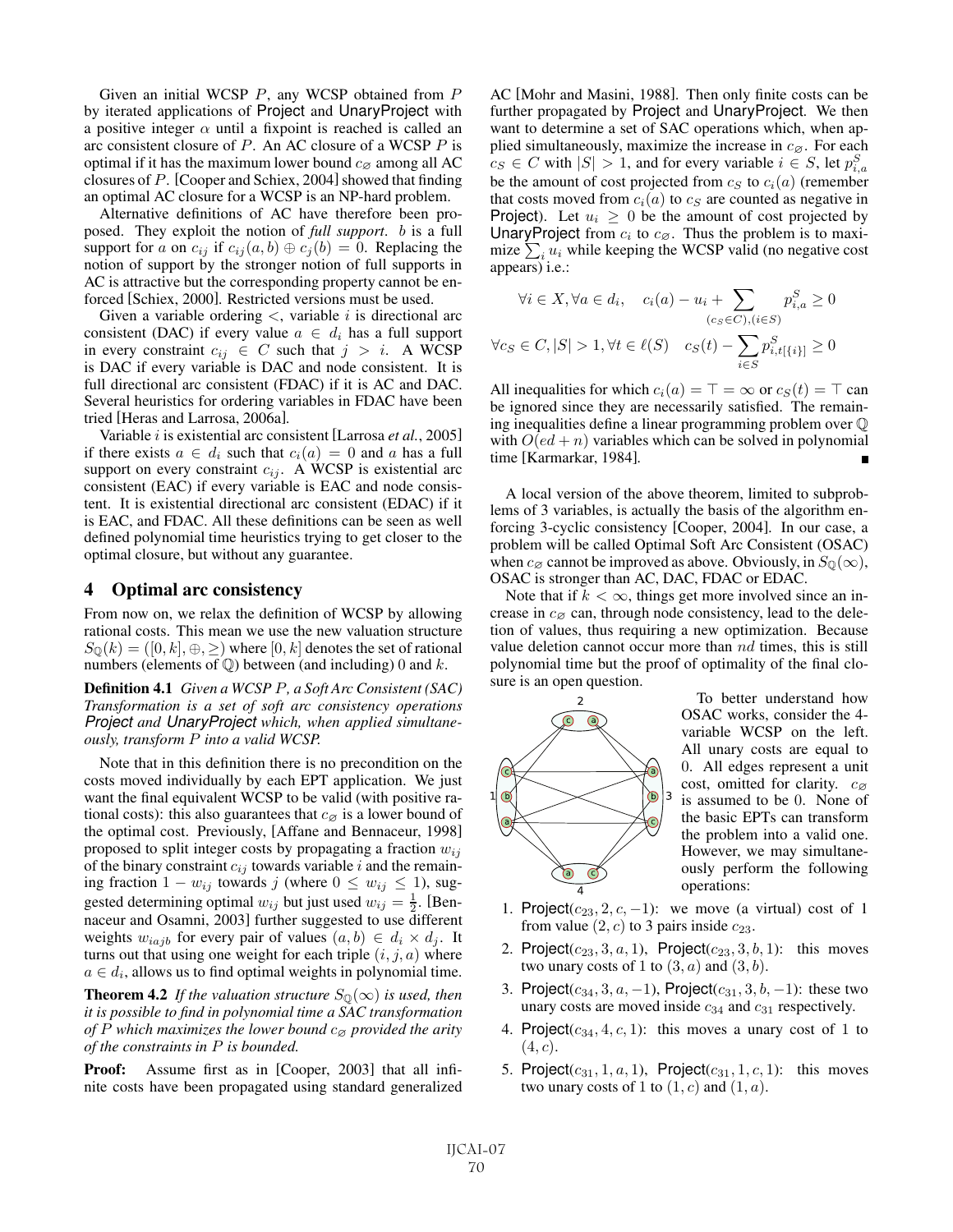Given an initial WCSP $P$, any WCSP obtained from $P$ by iterated applications of Project and UnaryProject with a positive integer $\alpha$ until a fixpoint is reached is called an arc consistent closure of $P$. An AC closure of a WCSP $P$ is optimal if it has the maximum lower bound $c_\varnothing$ among all AC closures of $P$. [Cooper and Schiex, 2004] showed that finding an optimal AC closure for a WCSP is an NP-hard problem.

Alternative definitions of AC have therefore been proposed. They exploit the notion of *full support*. $b$ is a full support for $a$ on $c_{ij}$ if $c_{ij}(a, b) \oplus c_j(b) = 0$. Replacing the notion of support by the stronger notion of full supports in AC is attractive but the corresponding property cannot be enforced [Schiex, 2000]. Restricted versions must be used.

Given a variable ordering $<$, variable $i$ is directional arc consistent (DAC) if every value $a \in d_i$ has a full support in every constraint $c_{ij} \in C$ such that $j > i$. A WCSP is DAC if every variable is DAC and node consistent. It is full directional arc consistent (FDAC) if it is AC and DAC. Several heuristics for ordering variables in FDAC have been tried [Heras and Larrosa, 2006a].

Variable $i$ is existential arc consistent [Larrosa *et al.*, 2005] if there exists $a \in d_i$ such that $c_i(a) = 0$ and $a$ has a full support on every constraint $c_{ij}$. A WCSP is existential arc consistent (EAC) if every variable is EAC and node consistent. It is existential directional arc consistent (EDAC) if it is EAC, and FDAC. All these definitions can be seen as well defined polynomial time heuristics trying to get closer to the optimal closure, but without any guarantee.

## 4 Optimal arc consistency

From now on, we relax the definition of WCSP by allowing rational costs. This mean we use the new valuation structure $S_{\mathbb{Q}}(k) = ([0, k], \oplus, \geq)$ where $[0, k]$ denotes the set of rational numbers (elements of $\mathbb{Q}$) between (and including) 0 and $k$.

**Definition 4.1** *Given a WCSP $P$, a Soft Arc Consistent (SAC) Transformation is a set of soft arc consistency operations Project and UnaryProject which, when applied simultaneously, transform $P$ into a valid WCSP.*

Note that in this definition there is no precondition on the costs moved individually by each EPT application. We just want the final equivalent WCSP to be valid (with positive rational costs): this also guarantees that $c_\varnothing$ is a lower bound of the optimal cost. Previously, [Affane and Bennaceur, 1998] proposed to split integer costs by propagating a fraction $w_{ij}$ of the binary constraint $c_{ij}$ towards variable $i$ and the remaining fraction $1 - w_{ij}$ towards $j$ (where $0 \leq w_{ij} \leq 1$), suggested determining optimal $w_{ij}$ but just used $w_{ij} = \frac{1}{2}$. [Bennaceur and Osamni, 2003] further suggested to use different weights $w_{iajb}$ for every pair of values $(a, b) \in d_i \times d_j$. It turns out that using one weight for every triple $(i, j, a)$ where $a \in d_i$, allows us to find optimal weights in polynomial time.

**Theorem 4.2** *If the valuation structure $S_{\mathbb{Q}}(\infty)$ is used, then it is possible to find in polynomial time a SAC transformation of $P$ which maximizes the lower bound $c_\varnothing$ provided the arity of the constraints in $P$ is bounded.*

**Proof:** Assume first as in [Cooper, 2003] that all infinite costs have been propagated using standard generalized AC [Mohr and Masini, 1988]. Then only finite costs can be further propagated by Project and UnaryProject. We then want to determine a set of SAC operations which, when applied simultaneously, maximize the increase in $c_\varnothing$. For each $c_S \in C$ with $|S| > 1$, and for every variable $i \in S$, let $p^S_{i,a}$ be the amount of cost projected from $c_S$ to $c_i(a)$ (remember that costs moved from $c_i(a)$ to $c_S$ are counted as negative in Project). Let $u_i \geq 0$ be the amount of cost projected by UnaryProject from $c_i$ to $c_\varnothing$. Thus the problem is to maximize $\sum_i u_i$ while keeping the WCSP valid (no negative cost appears) i.e.:

$$\forall i \in X, \forall a \in d_i, \quad c_i(a) - u_i + \sum_{(c_S \in C), (i \in S)} p^S_{i,a} \geq 0$$

$$\forall c_S \in C, |S| > 1, \forall t \in \ell(S) \quad c_S(t) - \sum_{i \in S} p^S_{i,t[\{i\}]} \geq 0$$

All inequalities for which $c_i(a) = \top = \infty$ or $c_S(t) = \top$ can be ignored since they are necessarily satisfied. The remaining inequalities define a linear programming problem over $\mathbb{Q}$ with $O(ed + n)$ variables which can be solved in polynomial time [Karmarkar, 1984]. ■

A local version of the above theorem, limited to subproblems of 3 variables, is actually the basis of the algorithm enforcing 3-cyclic consistency [Cooper, 2004]. In our case, a problem will be called Optimal Soft Arc Consistent (OSAC) when $c_\varnothing$ cannot be improved as above. Obviously, in $S_{\mathbb{Q}}(\infty)$, OSAC is stronger than AC, DAC, FDAC or EDAC.

Note that if $k < \infty$, things get more involved since an increase in $c_\varnothing$ can, through node consistency, lead to the deletion of values, thus requiring a new optimization. Because value deletion cannot occur more than $nd$ times, this is still polynomial time but the proof of optimality of the final closure is an open question.

To better understand how OSAC works, consider the 4-variable WCSP on the left. All unary costs are equal to 0. All edges represent a unit cost, omitted for clarity. $c_\varnothing$ is assumed to be 0. None of the basic EPTs can transform the problem into a valid one. However, we may simultaneously perform the following operations:

1. Project($c_{23}, 2, c, -1$): we move (a virtual) cost of 1 from value $(2, c)$ to 3 pairs inside $c_{23}$.
2. Project($c_{23}, 3, a, 1$), Project($c_{23}, 3, b, 1$): this moves two unary costs of 1 to $(3, a)$ and $(3, b)$.
3. Project($c_{34}, 3, a, -1$), Project($c_{31}, 3, b, -1$): these two unary costs are moved inside $c_{34}$ and $c_{31}$ respectively.
4. Project($c_{34}, 4, c, 1$): this moves a unary cost of 1 to $(4, c)$.
5. Project($c_{31}, 1, a, 1$), Project($c_{31}, 1, c, 1$): this moves two unary costs of 1 to $(1, c)$ and $(1, a)$.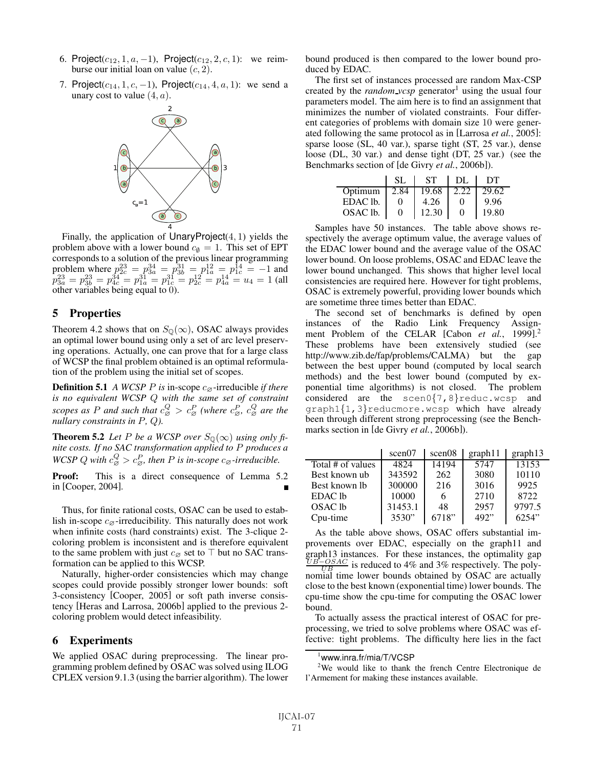6. Project($c_{12}, 1, a, -1$), Project($c_{12}, 2, c, 1$): we reimburse our initial loan on value $(c, 2)$.
7. Project($c_{14}, 1, c, -1$), Project($c_{14}, 4, a, 1$): we send a unary cost to value $(4, a)$.

Finally, the application of UnaryProject$(4, 1)$ yields the problem above with a lower bound $c_\emptyset = 1$. This set of EPT corresponds to a solution of the previous linear programming problem where $p^{23}_{2c} = p^{34}_{3a} = p^{31}_{3b} = p^{12}_{1a} = p^{14}_{1c} = -1$ and $p^{23}_{3a} = p^{23}_{3b} = p^{34}_{4c} = p^{31}_{1a} = p^{31}_{1c} = p^{12}_{2c} = p^{14}_{4a} = u_4 = 1$ (all other variables being equal to 0).

## 5 Properties

Theorem 4.2 shows that on $S_{\mathbb{Q}}(\infty)$, OSAC always provides an optimal lower bound using only a set of arc level preserving operations. Actually, one can prove that for a large class of WCSP the final problem obtained is an optimal reformulation of the problem using the initial set of scopes.

**Definition 5.1** *A WCSP $P$ is* in-scope $c_\varnothing$-irreducible *if there is no equivalent WCSP $Q$ with the same set of constraint scopes as $P$ and such that $c^Q_\varnothing > c^P_\varnothing$ (where $c^P_\varnothing$, $c^Q_\varnothing$ are the nullary constraints in $P$, $Q$).*

**Theorem 5.2** *Let $P$ be a WCSP over $S_{\mathbb{Q}}(\infty)$ using only finite costs. If no SAC transformation applied to $P$ produces a WCSP $Q$ with $c^Q_\varnothing > c^P_\varnothing$, then $P$ is in-scope $c_\varnothing$-irreducible.*

**Proof:** This is a direct consequence of Lemma 5.2 in [Cooper, 2004]. ∎

Thus, for finite rational costs, OSAC can be used to establish in-scope $c_\varnothing$-irreducibility. This naturally does not work when infinite costs (hard constraints) exist. The 3-clique 2-coloring problem is inconsistent and is therefore equivalent to the same problem with just $c_\varnothing$ set to $\top$ but no SAC transformation can be applied to this WCSP.

Naturally, higher-order consistencies which may change scopes could provide possibly stronger lower bounds: soft 3-consistency [Cooper, 2005] or soft path inverse consistency [Heras and Larrosa, 2006b] applied to the previous 2-coloring problem would detect infeasibility.

## 6 Experiments

We applied OSAC during preprocessing. The linear programming problem defined by OSAC was solved using ILOG CPLEX version 9.1.3 (using the barrier algorithm). The lower bound produced is then compared to the lower bound produced by EDAC.

The first set of instances processed are random Max-CSP created by the *random_vcsp* generator[1] using the usual four parameters model. The aim here is to find an assignment that minimizes the number of violated constraints. Four different categories of problems with domain size 10 were generated following the same protocol as in [Larrosa *et al.*, 2005]: sparse loose (SL, 40 var.), sparse tight (ST, 25 var.), dense loose (DL, 30 var.) and dense tight (DT, 25 var.) (see the Benchmarks section of [de Givry *et al.*, 2006b]).

| | SL | ST | DL | DT |
|---|---|---|---|---|
| Optimum | 2.84 | 19.68 | 2.22 | 29.62 |
| EDAC lb. | 0 | 4.26 | 0 | 9.96 |
| OSAC lb. | 0 | 12.30 | 0 | 19.80 |

Samples have 50 instances. The table above shows respectively the average optimum value, the average values of the EDAC lower bound and the average value of the OSAC lower bound. On loose problems, OSAC and EDAC leave the lower bound unchanged. This shows that higher level local consistencies are required here. However for tight problems, OSAC is extremely powerful, providing lower bounds which are sometime three times better than EDAC.

The second set of benchmarks is defined by open instances of the Radio Link Frequency Assignment Problem of the CELAR [Cabon *et al.*, 1999].[2] These problems have been extensively studied (see http://www.zib.de/fap/problems/CALMA) but the gap between the best upper bound (computed by local search methods) and the best lower bound (computed by exponential time algorithms) is not closed. The problem considered are the `scen0{7,8}reduc.wcsp` and `graph1{1,3}reducmore.wcsp` which have already been through different strong preprocessing (see the Benchmarks section in [de Givry *et al.*, 2006b]).

| | scen07 | scen08 | graph11 | graph13 |
|---|---|---|---|---|
| Total # of values | 4824 | 14194 | 5747 | 13153 |
| Best known ub | 343592 | 262 | 3080 | 10110 |
| Best known lb | 300000 | 216 | 3016 | 9925 |
| EDAC lb | 10000 | 6 | 2710 | 8722 |
| OSAC lb | 31453.1 | 48 | 2957 | 9797.5 |
| Cpu-time | 3530" | 6718" | 492" | 6254" |

As the table above shows, OSAC offers substantial improvements over EDAC, especially on the graph11 and graph13 instances. For these instances, the optimality gap $\frac{UB-OSAC}{UB}$ is reduced to 4% and 3% respectively. The polynomial time lower bounds obtained by OSAC are actually close to the best known (exponential time) lower bounds. The cpu-time show the cpu-time for computing the OSAC lower bound.

To actually assess the practical interest of OSAC for preprocessing, we tried to solve problems where OSAC was effective: tight problems. The difficulty here lies in the fact

[1] www.inra.fr/mia/T/VCSP

[2] We would like to thank the french Centre Electronique de l'Armement for making these instances available.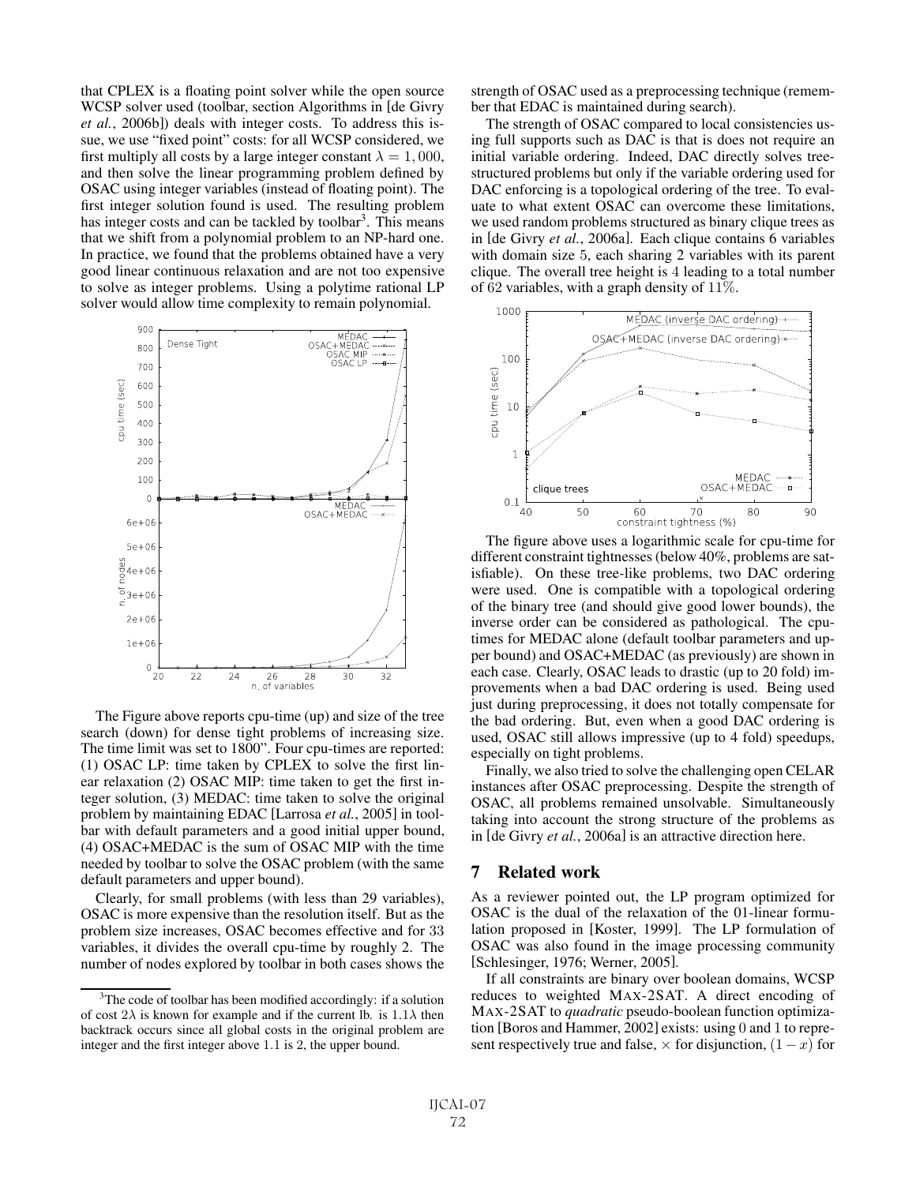that CPLEX is a floating point solver while the open source WCSP solver used (toolbar, section Algorithms in [de Givry *et al.*, 2006b]) deals with integer costs. To address this issue, we use "fixed point" costs: for all WCSP considered, we first multiply all costs by a large integer constant $\lambda = 1,000$, and then solve the linear programming problem defined by OSAC using integer variables (instead of floating point). The first integer solution found is used. The resulting problem has integer costs and can be tackled by toolbar[3]. This means that we shift from a polynomial problem to an NP-hard one. In practice, we found that the problems obtained have a very good linear continuous relaxation and are not too expensive to solve as integer problems. Using a polytime rational LP solver would allow time complexity to remain polynomial.

The Figure above reports cpu-time (up) and size of the tree search (down) for dense tight problems of increasing size. The time limit was set to 1800". Four cpu-times are reported: (1) OSAC LP: time taken by CPLEX to solve the first linear relaxation (2) OSAC MIP: time taken to get the first integer solution, (3) MEDAC: time taken to solve the original problem by maintaining EDAC [Larrosa *et al.*, 2005] in toolbar with default parameters and a good initial upper bound, (4) OSAC+MEDAC is the sum of OSAC MIP with the time needed by toolbar to solve the OSAC problem (with the same default parameters and upper bound).

Clearly, for small problems (with less than 29 variables), OSAC is more expensive than the resolution itself. But as the problem size increases, OSAC becomes effective and for 33 variables, it divides the overall cpu-time by roughly 2. The number of nodes explored by toolbar in both cases shows the strength of OSAC used as a preprocessing technique (remember that EDAC is maintained during search).

The strength of OSAC compared to local consistencies using full supports such as DAC is that is does not require an initial variable ordering. Indeed, DAC directly solves tree-structured problems but only if the variable ordering used for DAC enforcing is a topological ordering of the tree. To evaluate to what extent OSAC can overcome these limitations, we used random problems structured as binary clique trees as in [de Givry *et al.*, 2006a]. Each clique contains 6 variables with domain size 5, each sharing 2 variables with its parent clique. The overall tree height is 4 leading to a total number of 62 variables, with a graph density of 11%.

The figure above uses a logarithmic scale for cpu-time for different constraint tightnesses (below 40%, problems are satisfiable). On these tree-like problems, two DAC ordering were used. One is compatible with a topological ordering of the binary tree (and should give good lower bounds), the inverse order can be considered as pathological. The cpu-times for MEDAC alone (default toolbar parameters and upper bound) and OSAC+MEDAC (as previously) are shown in each case. Clearly, OSAC leads to drastic (up to 20 fold) improvements when a bad DAC ordering is used. Being used just during preprocessing, it does not totally compensate for the bad ordering. But, even when a good DAC ordering is used, OSAC still allows impressive (up to 4 fold) speedups, especially on tight problems.

Finally, we also tried to solve the challenging open CELAR instances after OSAC preprocessing. Despite the strength of OSAC, all problems remained unsolvable. Simultaneously taking into account the strong structure of the problems as in [de Givry *et al.*, 2006a] is an attractive direction here.

## 7 Related work

As a reviewer pointed out, the LP program optimized for OSAC is the dual of the relaxation of the 01-linear formulation proposed in [Koster, 1999]. The LP formulation of OSAC was also found in the image processing community [Schlesinger, 1976; Werner, 2005].

If all constraints are binary over boolean domains, WCSP reduces to weighted MAX-2SAT. A direct encoding of MAX-2SAT to *quadratic* pseudo-boolean function optimization [Boros and Hammer, 2002] exists: using 0 and 1 to represent respectively true and false, $\times$ for disjunction, $(1 - x)$ for

[3] The code of toolbar has been modified accordingly: if a solution of cost $2\lambda$ is known for example and if the current lb. is $1.1\lambda$ then backtrack occurs since all global costs in the original problem are integer and the first integer above 1.1 is 2, the upper bound.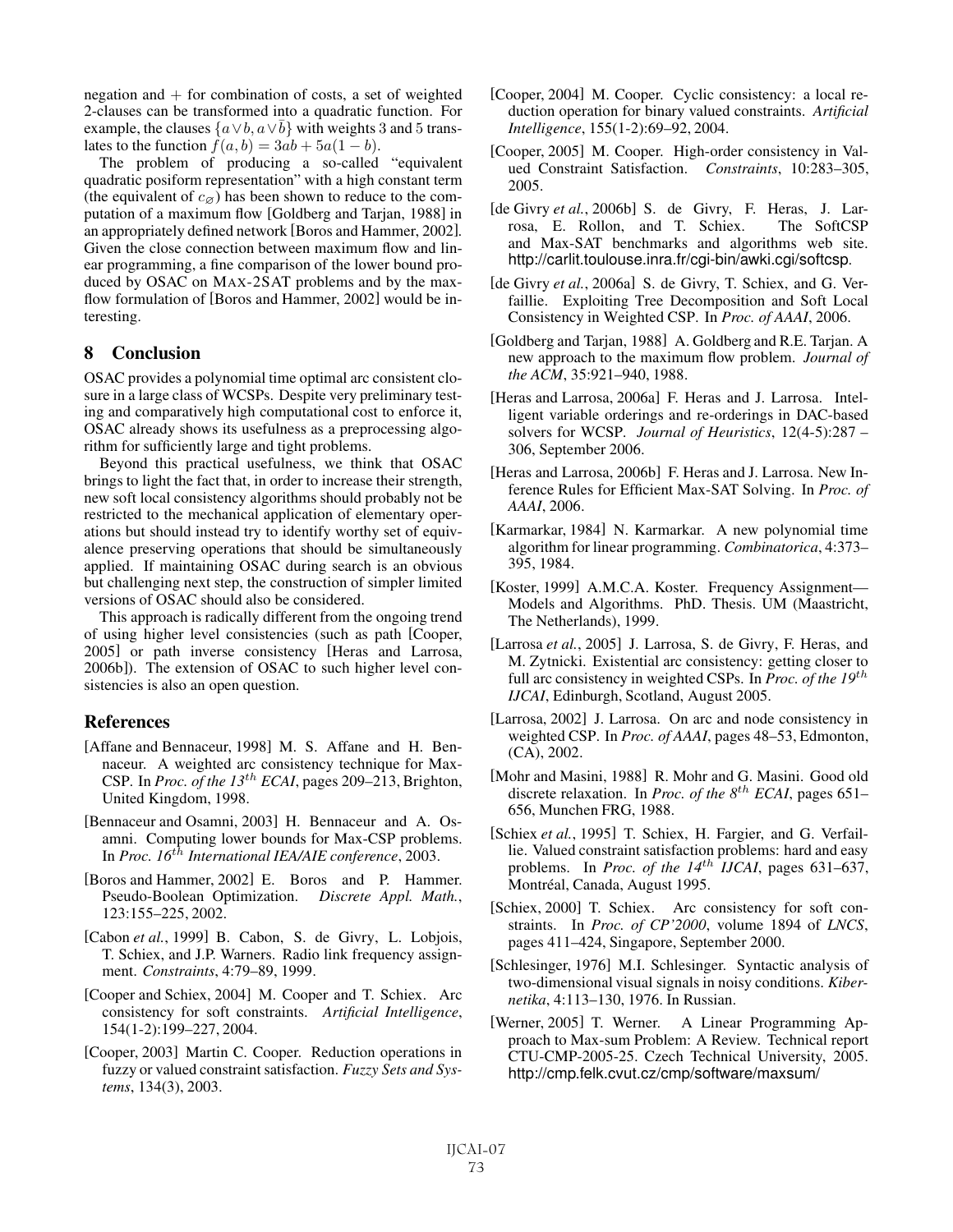negation and $+$ for combination of costs, a set of weighted 2-clauses can be transformed into a quadratic function. For example, the clauses $\{a \vee b, a \vee \bar{b}\}$ with weights 3 and 5 translates to the function $f(a,b) = 3ab + 5a(1-b)$.

The problem of producing a so-called "equivalent quadratic posiform representation" with a high constant term (the equivalent of $c_\varnothing$) has been shown to reduce to the computation of a maximum flow [Goldberg and Tarjan, 1988] in an appropriately defined network [Boros and Hammer, 2002]. Given the close connection between maximum flow and linear programming, a fine comparison of the lower bound produced by OSAC on MAX-2SAT problems and by the maxflow formulation of [Boros and Hammer, 2002] would be interesting.

## 8 Conclusion

OSAC provides a polynomial time optimal arc consistent closure in a large class of WCSPs. Despite very preliminary testing and comparatively high computational cost to enforce it, OSAC already shows its usefulness as a preprocessing algorithm for sufficiently large and tight problems.

Beyond this practical usefulness, we think that OSAC brings to light the fact that, in order to increase their strength, new soft local consistency algorithms should probably not be restricted to the mechanical application of elementary operations but should instead try to identify worthy set of equivalence preserving operations that should be simultaneously applied. If maintaining OSAC during search is an obvious but challenging next step, the construction of simpler limited versions of OSAC should also be considered.

This approach is radically different from the ongoing trend of using higher level consistencies (such as path [Cooper, 2005] or path inverse consistency [Heras and Larrosa, 2006b]). The extension of OSAC to such higher level consistencies is also an open question.

## References

[Affane and Bennaceur, 1998] M. S. Affane and H. Bennaceur. A weighted arc consistency technique for Max-CSP. In *Proc. of the 13th ECAI*, pages 209–213, Brighton, United Kingdom, 1998.

[Bennaceur and Osamni, 2003] H. Bennaceur and A. Osamni. Computing lower bounds for Max-CSP problems. In *Proc. 16th International IEA/AIE conference*, 2003.

[Boros and Hammer, 2002] E. Boros and P. Hammer. Pseudo-Boolean Optimization. *Discrete Appl. Math.*, 123:155–225, 2002.

[Cabon *et al.*, 1999] B. Cabon, S. de Givry, L. Lobjois, T. Schiex, and J.P. Warners. Radio link frequency assignment. *Constraints*, 4:79–89, 1999.

[Cooper and Schiex, 2004] M. Cooper and T. Schiex. Arc consistency for soft constraints. *Artificial Intelligence*, 154(1-2):199–227, 2004.

[Cooper, 2003] Martin C. Cooper. Reduction operations in fuzzy or valued constraint satisfaction. *Fuzzy Sets and Systems*, 134(3), 2003.

[Cooper, 2004] M. Cooper. Cyclic consistency: a local reduction operation for binary valued constraints. *Artificial Intelligence*, 155(1-2):69–92, 2004.

[Cooper, 2005] M. Cooper. High-order consistency in Valued Constraint Satisfaction. *Constraints*, 10:283–305, 2005.

[de Givry *et al.*, 2006b] S. de Givry, F. Heras, J. Larrosa, E. Rollon, and T. Schiex. The SoftCSP and Max-SAT benchmarks and algorithms web site. http://carlit.toulouse.inra.fr/cgi-bin/awki.cgi/softcsp.

[de Givry *et al.*, 2006a] S. de Givry, T. Schiex, and G. Verfaillie. Exploiting Tree Decomposition and Soft Local Consistency in Weighted CSP. In *Proc. of AAAI*, 2006.

[Goldberg and Tarjan, 1988] A. Goldberg and R.E. Tarjan. A new approach to the maximum flow problem. *Journal of the ACM*, 35:921–940, 1988.

[Heras and Larrosa, 2006a] F. Heras and J. Larrosa. Intelligent variable orderings and re-orderings in DAC-based solvers for WCSP. *Journal of Heuristics*, 12(4-5):287 – 306, September 2006.

[Heras and Larrosa, 2006b] F. Heras and J. Larrosa. New Inference Rules for Efficient Max-SAT Solving. In *Proc. of AAAI*, 2006.

[Karmarkar, 1984] N. Karmarkar. A new polynomial time algorithm for linear programming. *Combinatorica*, 4:373–395, 1984.

[Koster, 1999] A.M.C.A. Koster. Frequency Assignment—Models and Algorithms. PhD. Thesis. UM (Maastricht, The Netherlands), 1999.

[Larrosa *et al.*, 2005] J. Larrosa, S. de Givry, F. Heras, and M. Zytnicki. Existential arc consistency: getting closer to full arc consistency in weighted CSPs. In *Proc. of the 19th IJCAI*, Edinburgh, Scotland, August 2005.

[Larrosa, 2002] J. Larrosa. On arc and node consistency in weighted CSP. In *Proc. of AAAI*, pages 48–53, Edmonton, (CA), 2002.

[Mohr and Masini, 1988] R. Mohr and G. Masini. Good old discrete relaxation. In *Proc. of the 8th ECAI*, pages 651–656, Munchen FRG, 1988.

[Schiex *et al.*, 1995] T. Schiex, H. Fargier, and G. Verfaillie. Valued constraint satisfaction problems: hard and easy problems. In *Proc. of the 14th IJCAI*, pages 631–637, Montréal, Canada, August 1995.

[Schiex, 2000] T. Schiex. Arc consistency for soft constraints. In *Proc. of CP'2000*, volume 1894 of *LNCS*, pages 411–424, Singapore, September 2000.

[Schlesinger, 1976] M.I. Schlesinger. Syntactic analysis of two-dimensional visual signals in noisy conditions. *Kibernetika*, 4:113–130, 1976. In Russian.

[Werner, 2005] T. Werner. A Linear Programming Approach to Max-sum Problem: A Review. Technical report CTU-CMP-2005-25. Czech Technical University, 2005. http://cmp.felk.cvut.cz/cmp/software/maxsum/